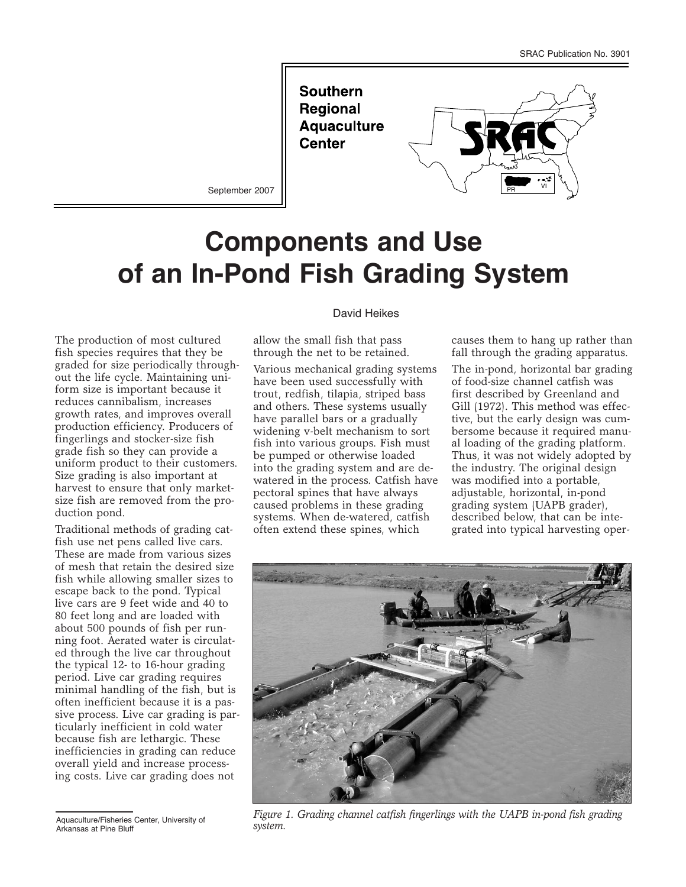SRAC Publication No. 3901

**Southern Regional Aquaculture Center**

September 2007

# Components and Use of an In-Pond Fish Grading System

David Heikes

The production of most cultured fish species requires that they be graded for size periodically throughout the life cycle. Maintaining uniform size is important because it reduces cannibalism, increases growth rates, and improves overall production efficiency. Producers of fingerlings and stocker-size fish grade fish so they can provide a uniform product to their customers. Size grading is also important at harvest to ensure that only market-size fish are removed from the production pond.

Traditional methods of grading catfish use net pens called live cars. These are made from various sizes of mesh that retain the desired size fish while allowing smaller sizes to escape back to the pond. Typical live cars are 9 feet wide and 40 to 80 feet long and are loaded with about 500 pounds of fish per running foot. Aerated water is circulated through the live car throughout the typical 12- to 16-hour grading period. Live car grading requires minimal handling of the fish, but is often inefficient because it is a passive process. Live car grading is particularly inefficient in cold water because fish are lethargic. These inefficiencies in grading can reduce overall yield and increase processing costs. Live car grading does not allow the small fish that pass through the net to be retained.

Various mechanical grading systems have been used successfully with trout, redfish, tilapia, striped bass and others. These systems usually have parallel bars or a gradually widening v-belt mechanism to sort fish into various groups. Fish must be pumped or otherwise loaded into the grading system and are de-watered in the process. Catfish have pectoral spines that have always caused problems in these grading systems. When de-watered, catfish often extend these spines, which causes them to hang up rather than fall through the grading apparatus.

The in-pond, horizontal bar grading of food-size channel catfish was first described by Greenland and Gill (1972). This method was effective, but the early design was cumbersome because it required manual loading of the grading platform. Thus, it was not widely adopted by the industry. The original design was modified into a portable, adjustable, horizontal, in-pond grading system (UAPB grader), described below, that can be integrated into typical harvesting oper-

*Figure 1. Grading channel catfish fingerlings with the UAPB in-pond fish grading system.*

Aquaculture/Fisheries Center, University of Arkansas at Pine Bluff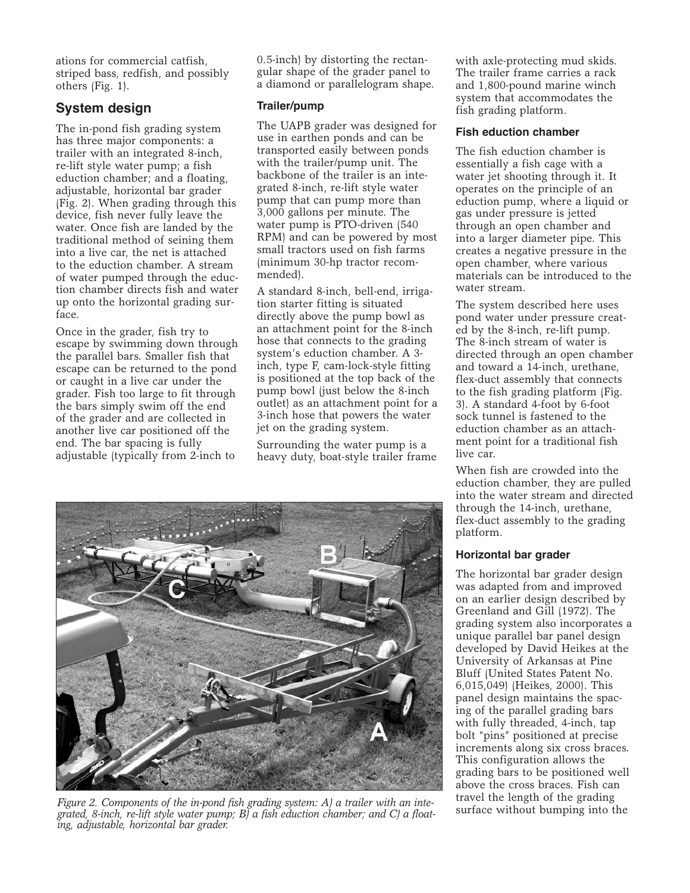ations for commercial catfish, striped bass, redfish, and possibly others (Fig. 1).

## System design

The in-pond fish grading system has three major components: a trailer with an integrated 8-inch, re-lift style water pump; a fish eduction chamber; and a floating, adjustable, horizontal bar grader (Fig. 2). When grading through this device, fish never fully leave the water. Once fish are landed by the traditional method of seining them into a live car, the net is attached to the eduction chamber. A stream of water pumped through the eduction chamber directs fish and water up onto the horizontal grading surface.

Once in the grader, fish try to escape by swimming down through the parallel bars. Smaller fish that escape can be returned to the pond or caught in a live car under the grader. Fish too large to fit through the bars simply swim off the end of the grader and are collected in another live car positioned off the end. The bar spacing is fully adjustable (typically from 2-inch to 0.5-inch) by distorting the rectangular shape of the grader panel to a diamond or parallelogram shape.

### Trailer/pump

The UAPB grader was designed for use in earthen ponds and can be transported easily between ponds with the trailer/pump unit. The backbone of the trailer is an integrated 8-inch, re-lift style water pump that can pump more than 3,000 gallons per minute. The water pump is PTO-driven (540 RPM) and can be powered by most small tractors used on fish farms (minimum 30-hp tractor recommended).

A standard 8-inch, bell-end, irrigation starter fitting is situated directly above the pump bowl as an attachment point for the 8-inch hose that connects to the grading system's eduction chamber. A 3-inch, type F, cam-lock-style fitting is positioned at the top back of the pump bowl (just below the 8-inch outlet) as an attachment point for a 3-inch hose that powers the water jet on the grading system.

Surrounding the water pump is a heavy duty, boat-style trailer frame with axle-protecting mud skids. The trailer frame carries a rack and 1,800-pound marine winch system that accommodates the fish grading platform.

### Fish eduction chamber

The fish eduction chamber is essentially a fish cage with a water jet shooting through it. It operates on the principle of an eduction pump, where a liquid or gas under pressure is jetted through an open chamber and into a larger diameter pipe. This creates a negative pressure in the open chamber, where various materials can be introduced to the water stream.

The system described here uses pond water under pressure created by the 8-inch, re-lift pump. The 8-inch stream of water is directed through an open chamber and toward a 14-inch, urethane, flex-duct assembly that connects to the fish grading platform (Fig. 3). A standard 4-foot by 6-foot sock tunnel is fastened to the eduction chamber as an attachment point for a traditional fish live car.

When fish are crowded into the eduction chamber, they are pulled into the water stream and directed through the 14-inch, urethane, flex-duct assembly to the grading platform.

### Horizontal bar grader

The horizontal bar grader design was adapted from and improved on an earlier design described by Greenland and Gill (1972). The grading system also incorporates a unique parallel bar panel design developed by David Heikes at the University of Arkansas at Pine Bluff (United States Patent No. 6,015,049) (Heikes, 2000). This panel design maintains the spacing of the parallel grading bars with fully threaded, 4-inch, tap bolt "pins" positioned at precise increments along six cross braces. This configuration allows the grading bars to be positioned well above the cross braces. Fish can travel the length of the grading surface without bumping into the

*Figure 2. Components of the in-pond fish grading system: A) a trailer with an integrated, 8-inch, re-lift style water pump; B) a fish eduction chamber; and C) a floating, adjustable, horizontal bar grader.*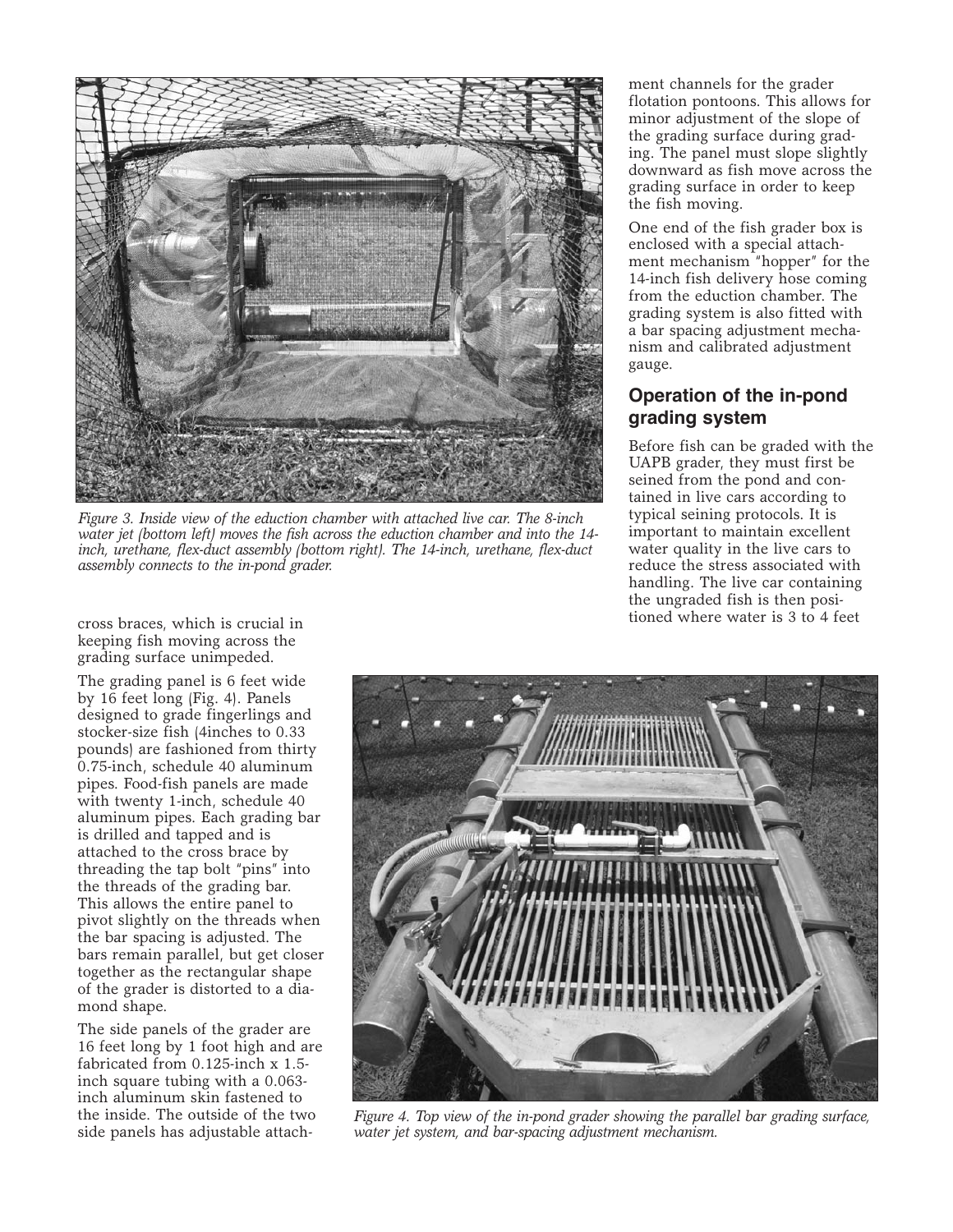Figure 3. Inside view of the eduction chamber with attached live car. The 8-inch water jet (bottom left) moves the fish across the eduction chamber and into the 14-inch, urethane, flex-duct assembly (bottom right). The 14-inch, urethane, flex-duct assembly connects to the in-pond grader.

cross braces, which is crucial in keeping fish moving across the grading surface unimpeded.

The grading panel is 6 feet wide by 16 feet long (Fig. 4). Panels designed to grade fingerlings and stocker-size fish (4inches to 0.33 pounds) are fashioned from thirty 0.75-inch, schedule 40 aluminum pipes. Food-fish panels are made with twenty 1-inch, schedule 40 aluminum pipes. Each grading bar is drilled and tapped and is attached to the cross brace by threading the tap bolt "pins" into the threads of the grading bar. This allows the entire panel to pivot slightly on the threads when the bar spacing is adjusted. The bars remain parallel, but get closer together as the rectangular shape of the grader is distorted to a diamond shape.

The side panels of the grader are 16 feet long by 1 foot high and are fabricated from 0.125-inch x 1.5-inch square tubing with a 0.063-inch aluminum skin fastened to the inside. The outside of the two side panels has adjustable attachment channels for the grader flotation pontoons. This allows for minor adjustment of the slope of the grading surface during grading. The panel must slope slightly downward as fish move across the grading surface in order to keep the fish moving.

One end of the fish grader box is enclosed with a special attachment mechanism "hopper" for the 14-inch fish delivery hose coming from the eduction chamber. The grading system is also fitted with a bar spacing adjustment mechanism and calibrated adjustment gauge.

## Operation of the in-pond grading system

Before fish can be graded with the UAPB grader, they must first be seined from the pond and contained in live cars according to typical seining protocols. It is important to maintain excellent water quality in the live cars to reduce the stress associated with handling. The live car containing the ungraded fish is then positioned where water is 3 to 4 feet

Figure 4. Top view of the in-pond grader showing the parallel bar grading surface, water jet system, and bar-spacing adjustment mechanism.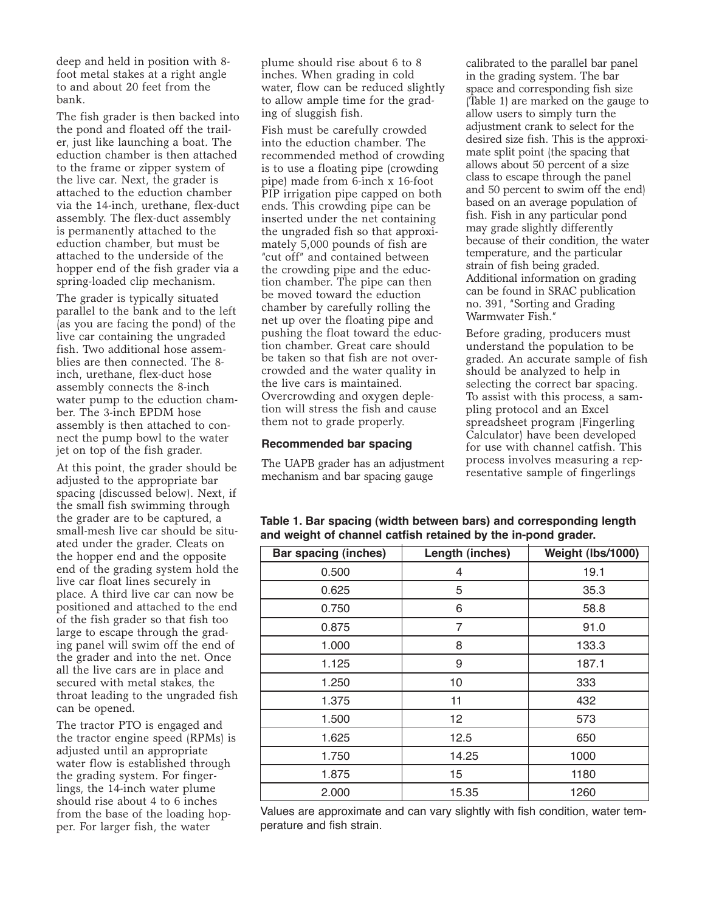deep and held in position with 8-foot metal stakes at a right angle to and about 20 feet from the bank.

The fish grader is then backed into the pond and floated off the trailer, just like launching a boat. The eduction chamber is then attached to the frame or zipper system of the live car. Next, the grader is attached to the eduction chamber via the 14-inch, urethane, flex-duct assembly. The flex-duct assembly is permanently attached to the eduction chamber, but must be attached to the underside of the hopper end of the fish grader via a spring-loaded clip mechanism.

The grader is typically situated parallel to the bank and to the left (as you are facing the pond) of the live car containing the ungraded fish. Two additional hose assemblies are then connected. The 8-inch, urethane, flex-duct hose assembly connects the 8-inch water pump to the eduction chamber. The 3-inch EPDM hose assembly is then attached to connect the pump bowl to the water jet on top of the fish grader.

At this point, the grader should be adjusted to the appropriate bar spacing (discussed below). Next, if the small fish swimming through the grader are to be captured, a small-mesh live car should be situated under the grader. Cleats on the hopper end and the opposite end of the grading system hold the live car float lines securely in place. A third live car can now be positioned and attached to the end of the fish grader so that fish too large to escape through the grading panel will swim off the end of the grader and into the net. Once all the live cars are in place and secured with metal stakes, the throat leading to the ungraded fish can be opened.

The tractor PTO is engaged and the tractor engine speed (RPMs) is adjusted until an appropriate water flow is established through the grading system. For fingerlings, the 14-inch water plume should rise about 4 to 6 inches from the base of the loading hopper. For larger fish, the water plume should rise about 6 to 8 inches. When grading in cold water, flow can be reduced slightly to allow ample time for the grading of sluggish fish.

Fish must be carefully crowded into the eduction chamber. The recommended method of crowding is to use a floating pipe (crowding pipe) made from 6-inch x 16-foot PIP irrigation pipe capped on both ends. This crowding pipe can be inserted under the net containing the ungraded fish so that approximately 5,000 pounds of fish are "cut off" and contained between the crowding pipe and the eduction chamber. The pipe can then be moved toward the eduction chamber by carefully rolling the net up over the floating pipe and pushing the float toward the eduction chamber. Great care should be taken so that fish are not overcrowded and the water quality in the live cars is maintained. Overcrowding and oxygen depletion will stress the fish and cause them not to grade properly.

### Recommended bar spacing

The UAPB grader has an adjustment mechanism and bar spacing gauge calibrated to the parallel bar panel in the grading system. The bar space and corresponding fish size (Table 1) are marked on the gauge to allow users to simply turn the adjustment crank to select for the desired size fish. This is the approximate split point (the spacing that allows about 50 percent of a size class to escape through the panel and 50 percent to swim off the end) based on an average population of fish. Fish in any particular pond may grade slightly differently because of their condition, the water temperature, and the particular strain of fish being graded. Additional information on grading can be found in SRAC publication no. 391, "Sorting and Grading Warmwater Fish."

Before grading, producers must understand the population to be graded. An accurate sample of fish should be analyzed to help in selecting the correct bar spacing. To assist with this process, a sampling protocol and an Excel spreadsheet program (Fingerling Calculator) have been developed for use with channel catfish. This process involves measuring a representative sample of fingerlings

**Table 1. Bar spacing (width between bars) and corresponding length and weight of channel catfish retained by the in-pond grader.**

| Bar spacing (inches) | Length (inches) | Weight (lbs/1000) |
|---|---|---|
| 0.500 | 4 | 19.1 |
| 0.625 | 5 | 35.3 |
| 0.750 | 6 | 58.8 |
| 0.875 | 7 | 91.0 |
| 1.000 | 8 | 133.3 |
| 1.125 | 9 | 187.1 |
| 1.250 | 10 | 333 |
| 1.375 | 11 | 432 |
| 1.500 | 12 | 573 |
| 1.625 | 12.5 | 650 |
| 1.750 | 14.25 | 1000 |
| 1.875 | 15 | 1180 |
| 2.000 | 15.35 | 1260 |

Values are approximate and can vary slightly with fish condition, water temperature and fish strain.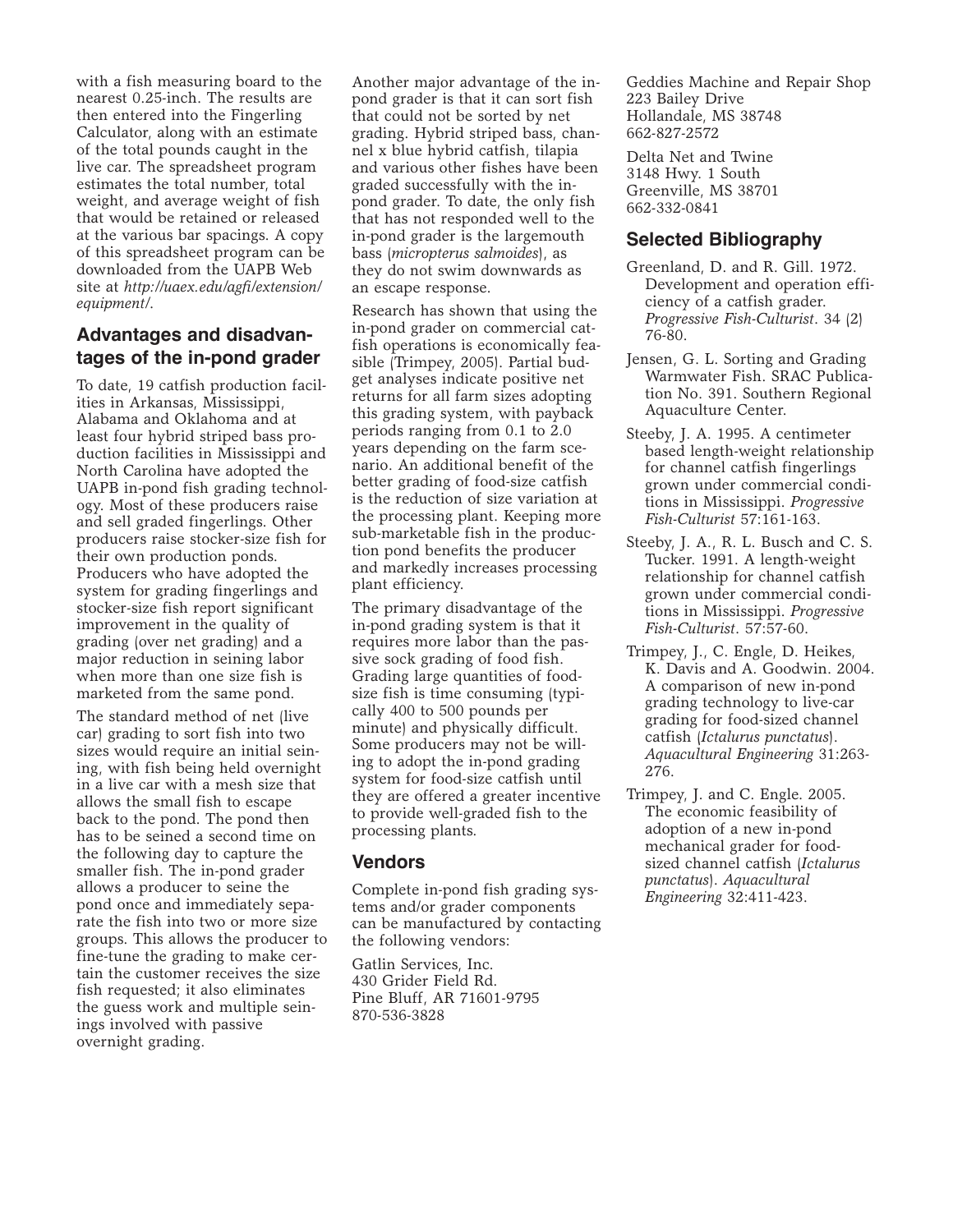with a fish measuring board to the nearest 0.25-inch. The results are then entered into the Fingerling Calculator, along with an estimate of the total pounds caught in the live car. The spreadsheet program estimates the total number, total weight, and average weight of fish that would be retained or released at the various bar spacings. A copy of this spreadsheet program can be downloaded from the UAPB Web site at *http://uaex.edu/agfi/extension/equipment/*.

## Advantages and disadvantages of the in-pond grader

To date, 19 catfish production facilities in Arkansas, Mississippi, Alabama and Oklahoma and at least four hybrid striped bass production facilities in Mississippi and North Carolina have adopted the UAPB in-pond fish grading technology. Most of these producers raise and sell graded fingerlings. Other producers raise stocker-size fish for their own production ponds. Producers who have adopted the system for grading fingerlings and stocker-size fish report significant improvement in the quality of grading (over net grading) and a major reduction in seining labor when more than one size fish is marketed from the same pond.

The standard method of net (live car) grading to sort fish into two sizes would require an initial seining, with fish being held overnight in a live car with a mesh size that allows the small fish to escape back to the pond. The pond then has to be seined a second time on the following day to capture the smaller fish. The in-pond grader allows a producer to seine the pond once and immediately separate the fish into two or more size groups. This allows the producer to fine-tune the grading to make certain the customer receives the size fish requested; it also eliminates the guess work and multiple seinings involved with passive overnight grading.

Another major advantage of the in-pond grader is that it can sort fish that could not be sorted by net grading. Hybrid striped bass, channel x blue hybrid catfish, tilapia and various other fishes have been graded successfully with the in-pond grader. To date, the only fish that has not responded well to the in-pond grader is the largemouth bass (*micropterus salmoides*), as they do not swim downwards as an escape response.

Research has shown that using the in-pond grader on commercial catfish operations is economically feasible (Trimpey, 2005). Partial budget analyses indicate positive net returns for all farm sizes adopting this grading system, with payback periods ranging from 0.1 to 2.0 years depending on the farm scenario. An additional benefit of the better grading of food-size catfish is the reduction of size variation at the processing plant. Keeping more sub-marketable fish in the production pond benefits the producer and markedly increases processing plant efficiency.

The primary disadvantage of the in-pond grading system is that it requires more labor than the passive sock grading of food fish. Grading large quantities of food-size fish is time consuming (typically 400 to 500 pounds per minute) and physically difficult. Some producers may not be willing to adopt the in-pond grading system for food-size catfish until they are offered a greater incentive to provide well-graded fish to the processing plants.

## Vendors

Complete in-pond fish grading systems and/or grader components can be manufactured by contacting the following vendors:

Gatlin Services, Inc.
430 Grider Field Rd.
Pine Bluff, AR 71601-9795
870-536-3828

Geddies Machine and Repair Shop
223 Bailey Drive
Hollandale, MS 38748
662-827-2572

Delta Net and Twine
3148 Hwy. 1 South
Greenville, MS 38701
662-332-0841

## Selected Bibliography

Greenland, D. and R. Gill. 1972. Development and operation efficiency of a catfish grader. *Progressive Fish-Culturist*. 34 (2) 76-80.

Jensen, G. L. Sorting and Grading Warmwater Fish. SRAC Publication No. 391. Southern Regional Aquaculture Center.

Steeby, J. A. 1995. A centimeter based length-weight relationship for channel catfish fingerlings grown under commercial conditions in Mississippi. *Progressive Fish-Culturist* 57:161-163.

Steeby, J. A., R. L. Busch and C. S. Tucker. 1991. A length-weight relationship for channel catfish grown under commercial conditions in Mississippi. *Progressive Fish-Culturist*. 57:57-60.

Trimpey, J., C. Engle, D. Heikes, K. Davis and A. Goodwin. 2004. A comparison of new in-pond grading technology to live-car grading for food-sized channel catfish (*Ictalurus punctatus*). *Aquacultural Engineering* 31:263-276.

Trimpey, J. and C. Engle. 2005. The economic feasibility of adoption of a new in-pond mechanical grader for food-sized channel catfish (*Ictalurus punctatus*). *Aquacultural Engineering* 32:411-423.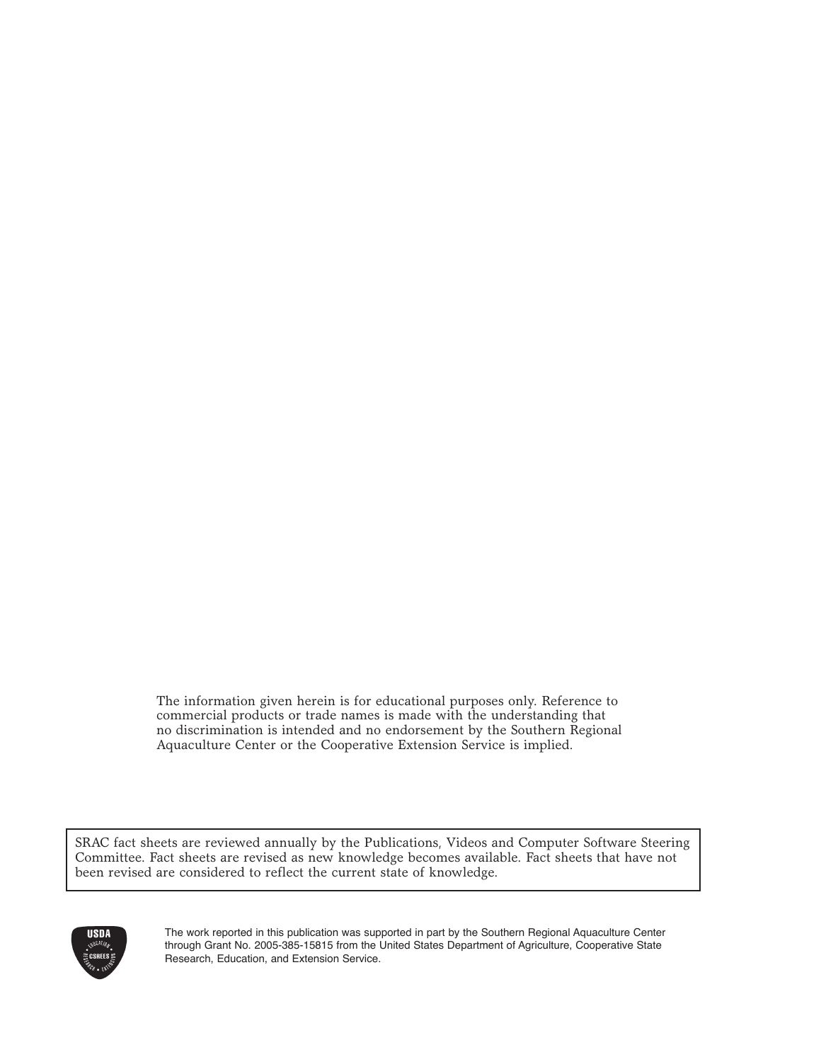The information given herein is for educational purposes only. Reference to commercial products or trade names is made with the understanding that no discrimination is intended and no endorsement by the Southern Regional Aquaculture Center or the Cooperative Extension Service is implied.

SRAC fact sheets are reviewed annually by the Publications, Videos and Computer Software Steering Committee. Fact sheets are revised as new knowledge becomes available. Fact sheets that have not been revised are considered to reflect the current state of knowledge.

The work reported in this publication was supported in part by the Southern Regional Aquaculture Center through Grant No. 2005-385-15815 from the United States Department of Agriculture, Cooperative State Research, Education, and Extension Service.